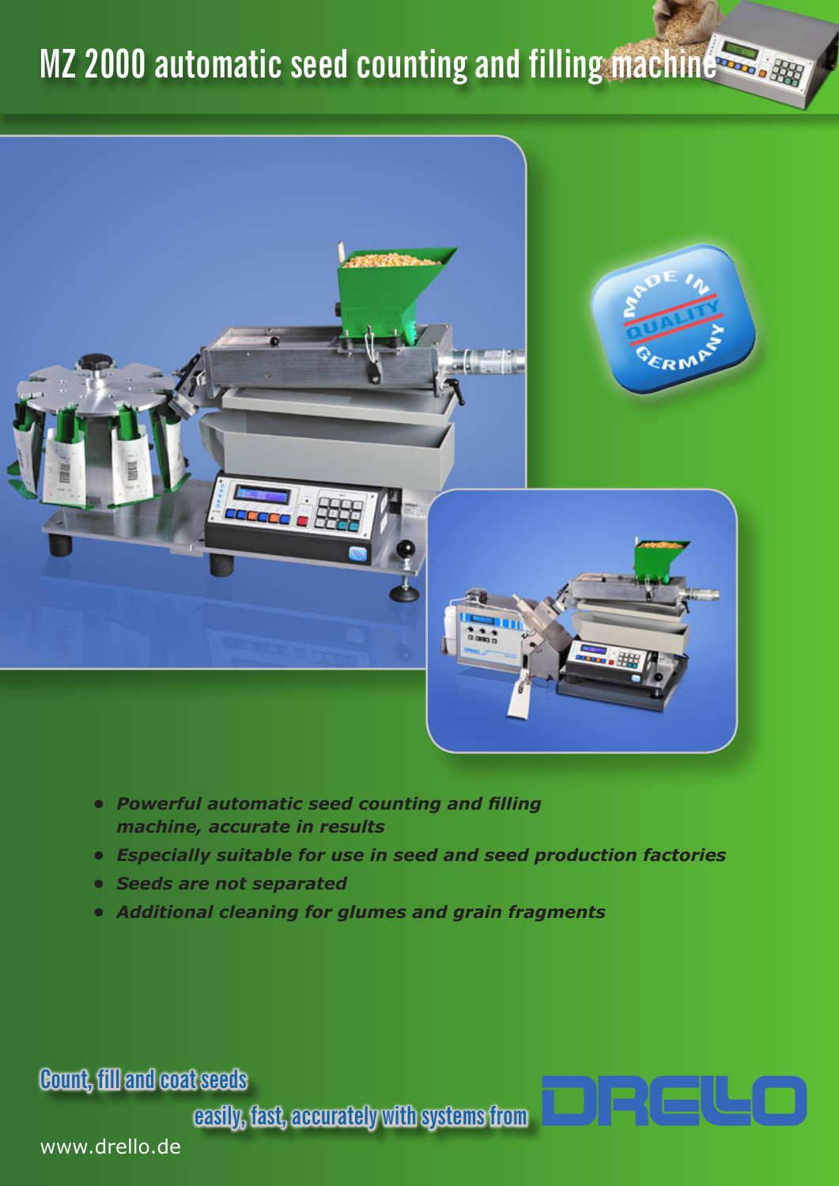# MZ 2000 automatic seed counting and filling machine

- *Powerful automatic seed counting and filling machine, accurate in results*
- *Especially suitable for use in seed and seed production factories*
- *Seeds are not separated*
- *Additional cleaning for glumes and grain fragments*

Count, fill and coat seeds

easily, fast, accurately with systems from DRELLO

www.drello.de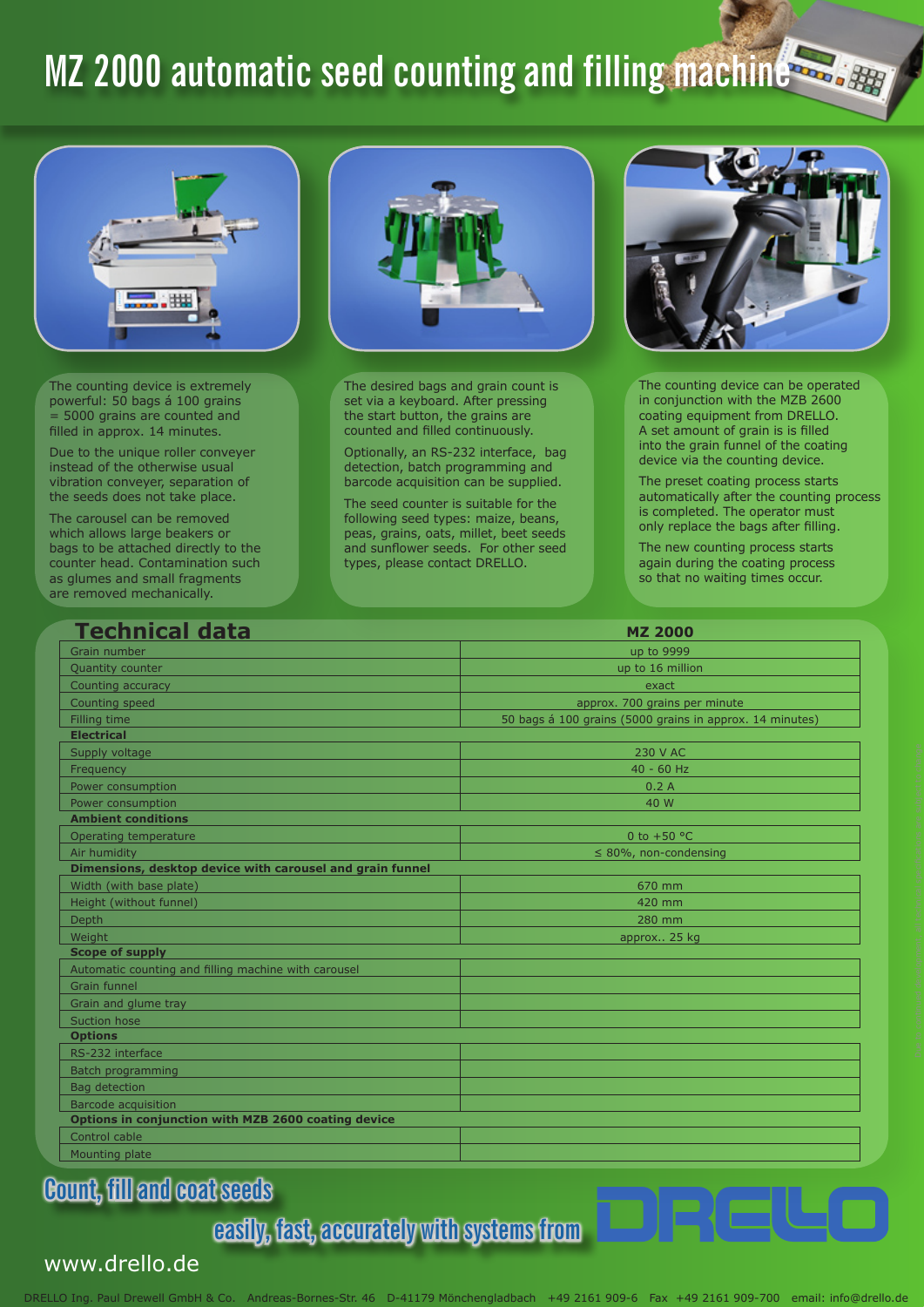# MZ 2000 automatic seed counting and filling machine

The counting device is extremely powerful: 50 bags á 100 grains = 5000 grains are counted and filled in approx. 14 minutes.

Due to the unique roller conveyer instead of the otherwise usual vibration conveyer, separation of the seeds does not take place.

The carousel can be removed which allows large beakers or bags to be attached directly to the counter head. Contamination such as glumes and small fragments are removed mechanically.

The desired bags and grain count is set via a keyboard. After pressing the start button, the grains are counted and filled continuously.

Optionally, an RS-232 interface, bag detection, batch programming and barcode acquisition can be supplied.

The seed counter is suitable for the following seed types: maize, beans, peas, grains, oats, millet, beet seeds and sunflower seeds. For other seed types, please contact DRELLO.

The counting device can be operated in conjunction with the MZB 2600 coating equipment from DRELLO. A set amount of grain is is filled into the grain funnel of the coating device via the counting device.

The preset coating process starts automatically after the counting process is completed. The operator must only replace the bags after filling.

The new counting process starts again during the coating process so that no waiting times occur.

## Technical data

| Technical data | MZ 2000 |
|---|---|
| Grain number | up to 9999 |
| Quantity counter | up to 16 million |
| Counting accuracy | exact |
| Counting speed | approx. 700 grains per minute |
| Filling time | 50 bags á 100 grains (5000 grains in approx. 14 minutes) |
| **Electrical** | |
| Supply voltage | 230 V AC |
| Frequency | 40 - 60 Hz |
| Power consumption | 0.2 A |
| Power consumption | 40 W |
| **Ambient conditions** | |
| Operating temperature | 0 to +50 °C |
| Air humidity | ≤ 80%, non-condensing |
| **Dimensions, desktop device with carousel and grain funnel** | |
| Width (with base plate) | 670 mm |
| Height (without funnel) | 420 mm |
| Depth | 280 mm |
| Weight | approx.. 25 kg |
| **Scope of supply** | |
| Automatic counting and filling machine with carousel | |
| Grain funnel | |
| Grain and glume tray | |
| Suction hose | |
| **Options** | |
| RS-232 interface | |
| Batch programming | |
| Bag detection | |
| Barcode acquisition | |
| **Options in conjunction with MZB 2600 coating device** | |
| Control cable | |
| Mounting plate | |

**Count, fill and coat seeds**

**easily, fast, accurately with systems from DRELLO**

www.drello.de

DRELLO Ing. Paul Drewell GmbH & Co. Andreas-Bornes-Str. 46 D-41179 Mönchengladbach +49 2161 909-6 Fax +49 2161 909-700 email: info@drello.de